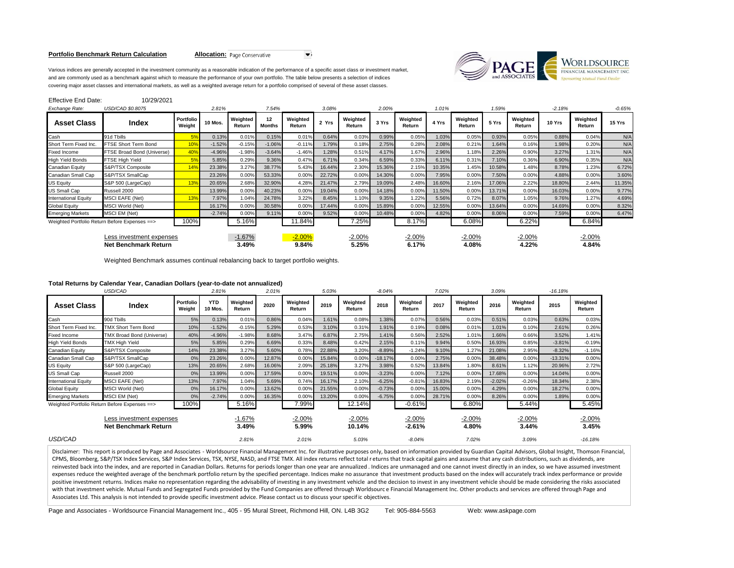**Portfolio Benchmark Return Calculation** **Allocation:** Page Conservative

Various indices are generally accepted in the investment community as a reasonable indication of the performance of a specific asset class or investment market, and are commonly used as a benchmark against which to measure the performance of your own portfolio. The table below presents a selection of indices covering major asset classes and international markets, as well as a weighted average return for a portfolio comprised of several of these asset classes.

Effective End Date: 10/29/2021

| *Exchange Rate:* | *USD/CAD $0.8075* | | *2.81%* | | *7.54%* | | *3.08%* | | *2.00%* | | *1.01%* | | *1.59%* | | *-2.18%* | | *-0.65%* |
|---|---|---|---|---|---|---|---|---|---|---|---|---|---|---|---|---|---|
| **Asset Class** | **Index** | **Portfolio Weight** | **10 Mos.** | **Weighted Return** | **12 Months** | **Weighted Return** | **2 Yrs** | **Weighted Return** | **3 Yrs** | **Weighted Return** | **4 Yrs** | **Weighted Return** | **5 Yrs** | **Weighted Return** | **10 Yrs** | **Weighted Return** | **15 Yrs** |
| Cash | 91d Tbills | 5% | 0.13% | 0.01% | 0.15% | 0.01% | 0.64% | 0.03% | 0.99% | 0.05% | 1.03% | 0.05% | 0.93% | 0.05% | 0.88% | 0.04% | N/A |
| Short Term Fixed Inc. | FTSE Short Term Bond | 10% | -1.52% | -0.15% | -1.06% | -0.11% | 1.79% | 0.18% | 2.75% | 0.28% | 2.08% | 0.21% | 1.64% | 0.16% | 1.98% | 0.20% | N/A |
| Fixed Income | FTSE Broad Bond (Universe) | 40% | -4.96% | -1.98% | -3.64% | -1.46% | 1.28% | 0.51% | 4.17% | 1.67% | 2.96% | 1.18% | 2.26% | 0.90% | 3.27% | 1.31% | N/A |
| High Yield Bonds | FTSE High Yield | 5% | 5.85% | 0.29% | 9.36% | 0.47% | 6.71% | 0.34% | 6.59% | 0.33% | 6.11% | 0.31% | 7.10% | 0.36% | 6.90% | 0.35% | N/A |
| Canadian Equity | S&P/TSX Composite | 14% | 23.38% | 3.27% | 38.77% | 5.43% | 16.44% | 2.30% | 15.36% | 2.15% | 10.35% | 1.45% | 10.58% | 1.48% | 8.78% | 1.23% | 6.72% |
| Canadian Small Cap | S&P/TSX SmallCap | | 23.26% | 0.00% | 53.33% | 0.00% | 22.72% | 0.00% | 14.30% | 0.00% | 7.95% | 0.00% | 7.50% | 0.00% | 4.88% | 0.00% | 3.60% |
| US Equity | S&P 500 (LargeCap) | 13% | 20.65% | 2.68% | 32.90% | 4.28% | 21.47% | 2.79% | 19.09% | 2.48% | 16.60% | 2.16% | 17.06% | 2.22% | 18.80% | 2.44% | 11.35% |
| US Small Cap | Russell 2000 | | 13.99% | 0.00% | 40.23% | 0.00% | 19.04% | 0.00% | 14.18% | 0.00% | 11.50% | 0.00% | 13.71% | 0.00% | 16.03% | 0.00% | 9.77% |
| International Equity | MSCI EAFE (Net) | 13% | 7.97% | 1.04% | 24.78% | 3.22% | 8.45% | 1.10% | 9.35% | 1.22% | 5.56% | 0.72% | 8.07% | 1.05% | 9.76% | 1.27% | 4.69% |
| Global Equity | MSCI World (Net) | | 16.17% | 0.00% | 30.58% | 0.00% | 17.44% | 0.00% | 15.89% | 0.00% | 12.55% | 0.00% | 13.64% | 0.00% | 14.69% | 0.00% | 8.32% |
| Emerging Markets | MSCI EM (Net) | | -2.74% | 0.00% | 9.11% | 0.00% | 9.52% | 0.00% | 10.48% | 0.00% | 4.82% | 0.00% | 8.06% | 0.00% | 7.59% | 0.00% | 6.47% |
| Weighted Portfolio Return Before Expenses ==> | | 100% | | 5.16% | | 11.84% | | 7.25% | | 8.17% | | 6.08% | | 6.22% | | 6.84% | |
| | Less investment expenses | | | -1.67% | | -2.00% | | -2.00% | | -2.00% | | -2.00% | | -2.00% | | -2.00% | |
| | **Net Benchmark Return** | | | **3.49%** | | **9.84%** | | **5.25%** | | **6.17%** | | **4.08%** | | **4.22%** | | **4.84%** | |

Weighted Benchmark assumes continual rebalancing back to target portfolio weights.

**Total Returns by Calendar Year, Canadian Dollars (year-to-date not annualized)**

| | *USD/CAD* | | *2.81%* | | *2.01%* | | *5.03%* | | *-8.04%* | | *7.02%* | | *3.09%* | | *-16.18%* | |
|---|---|---|---|---|---|---|---|---|---|---|---|---|---|---|---|---|
| **Asset Class** | **Index** | **Portfolio Weight** | **YTD 10 Mos.** | **Weighted Return** | **2020** | **Weighted Return** | **2019** | **Weighted Return** | **2018** | **Weighted Return** | **2017** | **Weighted Return** | **2016** | **Weighted Return** | **2015** | **Weighted Return** |
| Cash | 90d Tbills | 5% | 0.13% | 0.01% | 0.86% | 0.04% | 1.61% | 0.08% | 1.38% | 0.07% | 0.56% | 0.03% | 0.51% | 0.03% | 0.63% | 0.03% |
| Short Term Fixed Inc. | TMX Short Term Bond | 10% | -1.52% | -0.15% | 5.29% | 0.53% | 3.10% | 0.31% | 1.91% | 0.19% | 0.08% | 0.01% | 1.01% | 0.10% | 2.61% | 0.26% |
| Fixed Income | TMX Broad Bond (Universe) | 40% | -4.96% | -1.98% | 8.68% | 3.47% | 6.87% | 2.75% | 1.41% | 0.56% | 2.52% | 1.01% | 1.66% | 0.66% | 3.52% | 1.41% |
| High Yield Bonds | TMX High Yield | 5% | 5.85% | 0.29% | 6.69% | 0.33% | 8.48% | 0.42% | 2.15% | 0.11% | 9.94% | 0.50% | 16.93% | 0.85% | -3.81% | -0.19% |
| Canadian Equity | S&P/TSX Composite | 14% | 23.38% | 3.27% | 5.60% | 0.78% | 22.88% | 3.20% | -8.89% | -1.24% | 9.10% | 1.27% | 21.08% | 2.95% | -8.32% | -1.16% |
| Canadian Small Cap | S&P/TSX SmallCap | 0% | 23.26% | 0.00% | 12.87% | 0.00% | 15.84% | 0.00% | -18.17% | 0.00% | 2.75% | 0.00% | 38.48% | 0.00% | -13.31% | 0.00% |
| US Equity | S&P 500 (LargeCap) | 13% | 20.65% | 2.68% | 16.06% | 2.09% | 25.18% | 3.27% | 3.98% | 0.52% | 13.84% | 1.80% | 8.61% | 1.12% | 20.96% | 2.72% |
| US Small Cap | Russell 2000 | 0% | 13.99% | 0.00% | 17.59% | 0.00% | 19.51% | 0.00% | -3.23% | 0.00% | 7.12% | 0.00% | 17.68% | 0.00% | 14.04% | 0.00% |
| International Equity | MSCI EAFE (Net) | 13% | 7.97% | 1.04% | 5.69% | 0.74% | 16.17% | 2.10% | -6.25% | -0.81% | 16.83% | 2.19% | -2.02% | -0.26% | 18.34% | 2.38% |
| Global Equity | MSCI World (Net) | 0% | 16.17% | 0.00% | 13.62% | 0.00% | 21.55% | 0.00% | -0.73% | 0.00% | 15.00% | 0.00% | 4.29% | 0.00% | 18.27% | 0.00% |
| Emerging Markets | MSCI EM (Net) | 0% | -2.74% | 0.00% | 16.35% | 0.00% | 13.20% | 0.00% | -6.75% | 0.00% | 28.71% | 0.00% | 8.26% | 0.00% | 1.89% | 0.00% |
| Weighted Portfolio Return Before Expenses ==> | | 100% | | 5.16% | | 7.99% | | 12.14% | | -0.61% | | 6.80% | | 5.44% | | 5.45% |
| | Less investment expenses | | | -1.67% | | -2.00% | | -2.00% | | -2.00% | | -2.00% | | -2.00% | | -2.00% |
| | **Net Benchmark Return** | | | **3.49%** | | **5.99%** | | **10.14%** | | **-2.61%** | | **4.80%** | | **3.44%** | | **3.45%** |
| *USD/CAD* | | | | *2.81%* | | *2.01%* | | *5.03%* | | *-8.04%* | | *7.02%* | | *3.09%* | | *-16.18%* |

Disclaimer: This report is produced by Page and Associates - Worldsource Financial Management Inc. for illustrative purposes only, based on information provided by Guardian Capital Advisors, Global Insight, Thomson Financial, CPMS, Bloomberg, S&P/TSX Index Services, S&P Index Services, TSX, NYSE, NASD, and FTSE TMX. All index returns reflect total r eturns that track capital gains and assume that any cash distributions, such as dividends, are reinvested back into the index, and are reported in Canadian Dollars. Returns for periods longer than one year are annualized . Indices are unmanaged and one cannot invest directly in an index, so we have assumed investment expenses reduce the weighted average of the benchmark portfolio return by the specified percentage. Indices make no assurance that investment products based on the index will accurately track index performance or provide positive investment returns. Indices make no representation regarding the advisability of investing in any investment vehicle and the decision to invest in any investment vehicle should be made considering the risks associated with that investment vehicle. Mutual Funds and Segregated Funds provided by the Fund Companies are offered through Worldsourc e Financial Management Inc. Other products and services are offered through Page and Associates Ltd. This analysis is not intended to provide specific investment advice. Please contact us to discuss your specif ic objectives.

Page and Associates - Worldsource Financial Management Inc., 405 - 95 Mural Street, Richmond Hill, ON. L4B 3G2 Tel: 905-884-5563 Web: www.askpage.com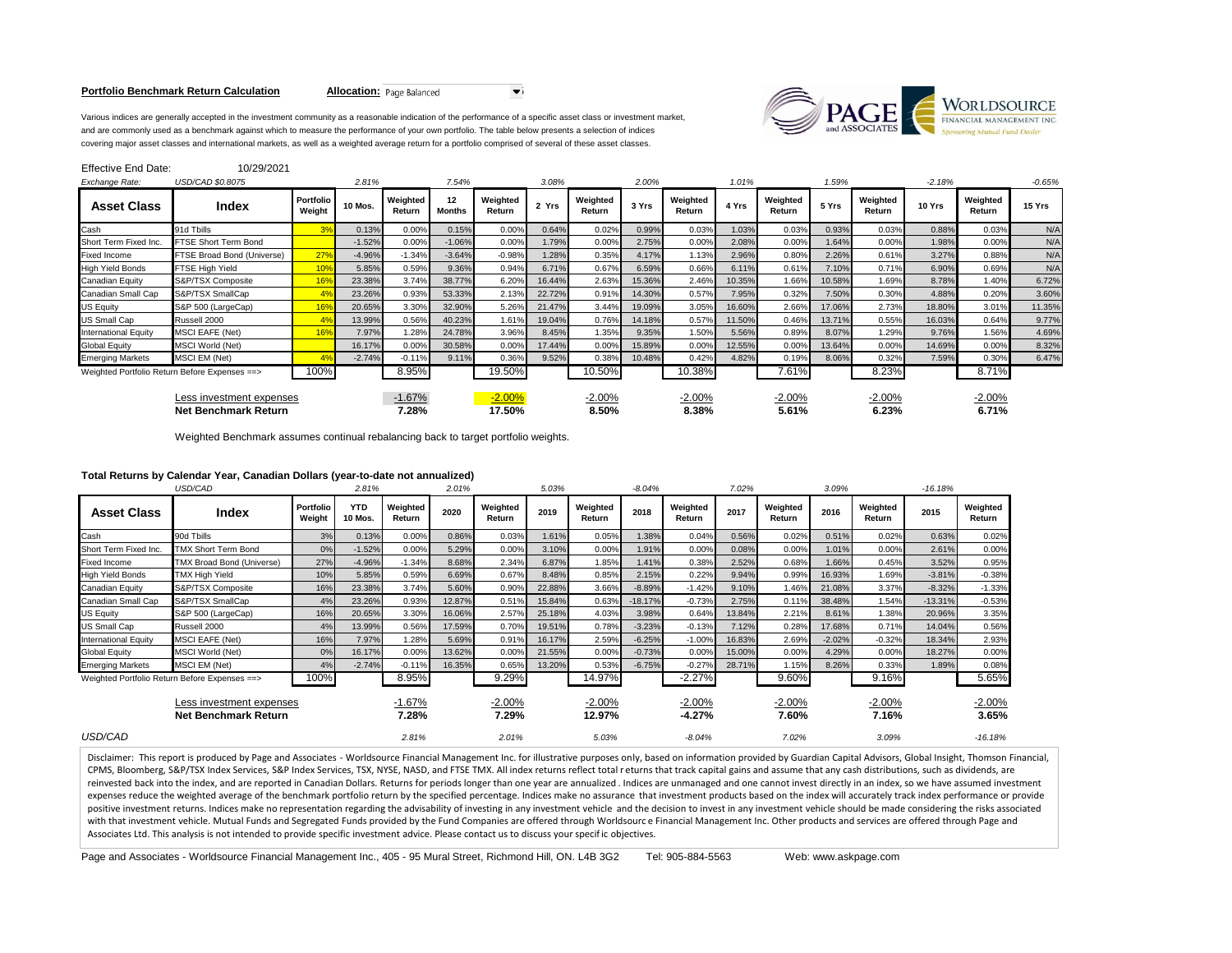**Portfolio Benchmark Return Calculation** **Allocation:** Page Balanced

Various indices are generally accepted in the investment community as a reasonable indication of the performance of a specific asset class or investment market, and are commonly used as a benchmark against which to measure the performance of your own portfolio. The table below presents a selection of indices covering major asset classes and international markets, as well as a weighted average return for a portfolio comprised of several of these asset classes.

Effective End Date: 10/29/2021

| *Exchange Rate:* | *USD/CAD $0.8075* | | *2.81%* | | *7.54%* | | *3.08%* | | *2.00%* | | *1.01%* | | *1.59%* | | *-2.18%* | | *-0.65%* |
|---|---|---|---|---|---|---|---|---|---|---|---|---|---|---|---|---|---|
| **Asset Class** | **Index** | **Portfolio Weight** | **10 Mos.** | **Weighted Return** | **12 Months** | **Weighted Return** | **2 Yrs** | **Weighted Return** | **3 Yrs** | **Weighted Return** | **4 Yrs** | **Weighted Return** | **5 Yrs** | **Weighted Return** | **10 Yrs** | **Weighted Return** | **15 Yrs** |
| Cash | 91d Tbills | 3% | 0.13% | 0.00% | 0.15% | 0.00% | 0.64% | 0.02% | 0.99% | 0.03% | 1.03% | 0.03% | 0.93% | 0.03% | 0.88% | 0.03% | N/A |
| Short Term Fixed Inc. | FTSE Short Term Bond | | -1.52% | 0.00% | -1.06% | 0.00% | 1.79% | 0.00% | 2.75% | 0.00% | 2.08% | 0.00% | 1.64% | 0.00% | 1.98% | 0.00% | N/A |
| Fixed Income | FTSE Broad Bond (Universe) | 27% | -4.96% | -1.34% | -3.64% | -0.98% | 1.28% | 0.35% | 4.17% | 1.13% | 2.96% | 0.80% | 2.26% | 0.61% | 3.27% | 0.88% | N/A |
| High Yield Bonds | FTSE High Yield | 10% | 5.85% | 0.59% | 9.36% | 0.94% | 6.71% | 0.67% | 6.59% | 0.66% | 6.11% | 0.61% | 7.10% | 0.71% | 6.90% | 0.69% | N/A |
| Canadian Equity | S&P/TSX Composite | 16% | 23.38% | 3.74% | 38.77% | 6.20% | 16.44% | 2.63% | 15.36% | 2.46% | 10.35% | 1.66% | 10.58% | 1.69% | 8.78% | 1.40% | 6.72% |
| Canadian Small Cap | S&P/TSX SmallCap | 4% | 23.26% | 0.93% | 53.33% | 2.13% | 22.72% | 0.91% | 14.30% | 0.57% | 7.95% | 0.32% | 7.50% | 0.30% | 4.88% | 0.20% | 3.60% |
| US Equity | S&P 500 (LargeCap) | 16% | 20.65% | 3.30% | 32.90% | 5.26% | 21.47% | 3.44% | 19.09% | 3.05% | 16.60% | 2.66% | 17.06% | 2.73% | 18.80% | 3.01% | 11.35% |
| US Small Cap | Russell 2000 | 4% | 13.99% | 0.56% | 40.23% | 1.61% | 19.04% | 0.76% | 14.18% | 0.57% | 11.50% | 0.46% | 13.71% | 0.55% | 16.03% | 0.64% | 9.77% |
| International Equity | MSCI EAFE (Net) | 16% | 7.97% | 1.28% | 24.78% | 3.96% | 8.45% | 1.35% | 9.35% | 1.50% | 5.56% | 0.89% | 8.07% | 1.29% | 9.76% | 1.56% | 4.69% |
| Global Equity | MSCI World (Net) | | 16.17% | 0.00% | 30.58% | 0.00% | 17.44% | 0.00% | 15.89% | 0.00% | 12.55% | 0.00% | 13.64% | 0.00% | 14.69% | 0.00% | 8.32% |
| Emerging Markets | MSCI EM (Net) | 4% | -2.74% | -0.11% | 9.11% | 0.36% | 9.52% | 0.38% | 10.48% | 0.42% | 4.82% | 0.19% | 8.06% | 0.32% | 7.59% | 0.30% | 6.47% |
| Weighted Portfolio Return Before Expenses ==> | | 100% | | 8.95% | | 19.50% | | 10.50% | | 10.38% | | 7.61% | | 8.23% | | 8.71% | |
| | Less investment expenses | | | -1.67% | | -2.00% | | -2.00% | | -2.00% | | -2.00% | | -2.00% | | -2.00% | |
| | **Net Benchmark Return** | | | **7.28%** | | **17.50%** | | **8.50%** | | **8.38%** | | **5.61%** | | **6.23%** | | **6.71%** | |

Weighted Benchmark assumes continual rebalancing back to target portfolio weights.

**Total Returns by Calendar Year, Canadian Dollars (year-to-date not annualized)**

| | *USD/CAD* | | *2.81%* | | *2.01%* | | *5.03%* | | *-8.04%* | | *7.02%* | | *3.09%* | | *-16.18%* | |
|---|---|---|---|---|---|---|---|---|---|---|---|---|---|---|---|---|
| **Asset Class** | **Index** | **Portfolio Weight** | **YTD 10 Mos.** | **Weighted Return** | **2020** | **Weighted Return** | **2019** | **Weighted Return** | **2018** | **Weighted Return** | **2017** | **Weighted Return** | **2016** | **Weighted Return** | **2015** | **Weighted Return** |
| Cash | 90d Tbills | 3% | 0.13% | 0.00% | 0.86% | 0.03% | 1.61% | 0.05% | 1.38% | 0.04% | 0.56% | 0.02% | 0.51% | 0.02% | 0.63% | 0.02% |
| Short Term Fixed Inc. | TMX Short Term Bond | 0% | -1.52% | 0.00% | 5.29% | 0.00% | 3.10% | 0.00% | 1.91% | 0.00% | 0.08% | 0.00% | 1.01% | 0.00% | 2.61% | 0.00% |
| Fixed Income | TMX Broad Bond (Universe) | 27% | -4.96% | -1.34% | 8.68% | 2.34% | 6.87% | 1.85% | 1.41% | 0.38% | 2.52% | 0.68% | 1.66% | 0.45% | 3.52% | 0.95% |
| High Yield Bonds | TMX High Yield | 10% | 5.85% | 0.59% | 6.69% | 0.67% | 8.48% | 0.85% | 2.15% | 0.22% | 9.94% | 0.99% | 16.93% | 1.69% | -3.81% | -0.38% |
| Canadian Equity | S&P/TSX Composite | 16% | 23.38% | 3.74% | 5.60% | 0.90% | 22.88% | 3.66% | -8.89% | -1.42% | 9.10% | 1.46% | 21.08% | 3.37% | -8.32% | -1.33% |
| Canadian Small Cap | S&P/TSX SmallCap | 4% | 23.26% | 0.93% | 12.87% | 0.51% | 15.84% | 0.63% | -18.17% | -0.73% | 2.75% | 0.11% | 38.48% | 1.54% | -13.31% | -0.53% |
| US Equity | S&P 500 (LargeCap) | 16% | 20.65% | 3.30% | 16.06% | 2.57% | 25.18% | 4.03% | 3.98% | 0.64% | 13.84% | 2.21% | 8.61% | 1.38% | 20.96% | 3.35% |
| US Small Cap | Russell 2000 | 4% | 13.99% | 0.56% | 17.59% | 0.70% | 19.51% | 0.78% | -3.23% | -0.13% | 7.12% | 0.28% | 17.68% | 0.71% | 14.04% | 0.56% |
| International Equity | MSCI EAFE (Net) | 16% | 7.97% | 1.28% | 5.69% | 0.91% | 16.17% | 2.59% | -6.25% | -1.00% | 16.83% | 2.69% | -2.02% | -0.32% | 18.34% | 2.93% |
| Global Equity | MSCI World (Net) | 0% | 16.17% | 0.00% | 13.62% | 0.00% | 21.55% | 0.00% | -0.73% | 0.00% | 15.00% | 0.00% | 4.29% | 0.00% | 18.27% | 0.00% |
| Emerging Markets | MSCI EM (Net) | 4% | -2.74% | -0.11% | 16.35% | 0.65% | 13.20% | 0.53% | -6.75% | -0.27% | 28.71% | 1.15% | 8.26% | 0.33% | 1.89% | 0.08% |
| Weighted Portfolio Return Before Expenses ==> | | 100% | | 8.95% | | 9.29% | | 14.97% | | -2.27% | | 9.60% | | 9.16% | | 5.65% |
| | Less investment expenses | | | -1.67% | | -2.00% | | -2.00% | | -2.00% | | -2.00% | | -2.00% | | -2.00% |
| | **Net Benchmark Return** | | | **7.28%** | | **7.29%** | | **12.97%** | | **-4.27%** | | **7.60%** | | **7.16%** | | **3.65%** |
| *USD/CAD* | | | | *2.81%* | | *2.01%* | | *5.03%* | | *-8.04%* | | *7.02%* | | *3.09%* | | *-16.18%* |

Disclaimer: This report is produced by Page and Associates - Worldsource Financial Management Inc. for illustrative purposes only, based on information provided by Guardian Capital Advisors, Global Insight, Thomson Financial, CPMS, Bloomberg, S&P/TSX Index Services, S&P Index Services, TSX, NYSE, NASD, and FTSE TMX. All index returns reflect total r eturns that track capital gains and assume that any cash distributions, such as dividends, are reinvested back into the index, and are reported in Canadian Dollars. Returns for periods longer than one year are annualized . Indices are unmanaged and one cannot invest directly in an index, so we have assumed investment expenses reduce the weighted average of the benchmark portfolio return by the specified percentage. Indices make no assurance that investment products based on the index will accurately track index performance or provide positive investment returns. Indices make no representation regarding the advisability of investing in any investment vehicle and the decision to invest in any investment vehicle should be made considering the risks associated with that investment vehicle. Mutual Funds and Segregated Funds provided by the Fund Companies are offered through Worldsourc e Financial Management Inc. Other products and services are offered through Page and Associates Ltd. This analysis is not intended to provide specific investment advice. Please contact us to discuss your specif ic objectives.

Page and Associates - Worldsource Financial Management Inc., 405 - 95 Mural Street, Richmond Hill, ON. L4B 3G2 Tel: 905-884-5563 Web: www.askpage.com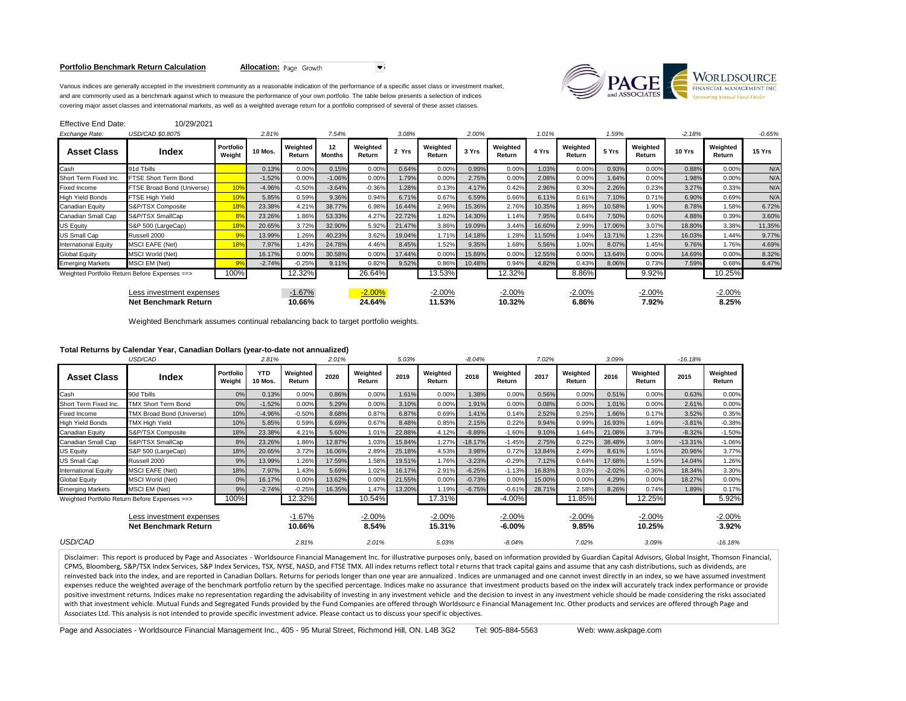**Portfolio Benchmark Return Calculation** **Allocation:** Page Growth

Various indices are generally accepted in the investment community as a reasonable indication of the performance of a specific asset class or investment market, and are commonly used as a benchmark against which to measure the performance of your own portfolio. The table below presents a selection of indices covering major asset classes and international markets, as well as a weighted average return for a portfolio comprised of several of these asset classes.

Effective End Date: 10/29/2021

| *Exchange Rate:* | *USD/CAD $0.8075* | | *2.81%* | | *7.54%* | | *3.08%* | | *2.00%* | | *1.01%* | | *1.59%* | | *-2.18%* | | *-0.65%* |
|---|---|---|---|---|---|---|---|---|---|---|---|---|---|---|---|---|---|
| **Asset Class** | **Index** | **Portfolio Weight** | **10 Mos.** | **Weighted Return** | **12 Months** | **Weighted Return** | **2 Yrs** | **Weighted Return** | **3 Yrs** | **Weighted Return** | **4 Yrs** | **Weighted Return** | **5 Yrs** | **Weighted Return** | **10 Yrs** | **Weighted Return** | **15 Yrs** |
| Cash | 91d Tbills | | 0.13% | 0.00% | 0.15% | 0.00% | 0.64% | 0.00% | 0.99% | 0.00% | 1.03% | 0.00% | 0.93% | 0.00% | 0.88% | 0.00% | N/A |
| Short Term Fixed Inc. | FTSE Short Term Bond | | -1.52% | 0.00% | -1.06% | 0.00% | 1.79% | 0.00% | 2.75% | 0.00% | 2.08% | 0.00% | 1.64% | 0.00% | 1.98% | 0.00% | N/A |
| Fixed Income | FTSE Broad Bond (Universe) | 10% | -4.96% | -0.50% | -3.64% | -0.36% | 1.28% | 0.13% | 4.17% | 0.42% | 2.96% | 0.30% | 2.26% | 0.23% | 3.27% | 0.33% | N/A |
| High Yield Bonds | FTSE High Yield | 10% | 5.85% | 0.59% | 9.36% | 0.94% | 6.71% | 0.67% | 6.59% | 0.66% | 6.11% | 0.61% | 7.10% | 0.71% | 6.90% | 0.69% | N/A |
| Canadian Equity | S&P/TSX Composite | 18% | 23.38% | 4.21% | 38.77% | 6.98% | 16.44% | 2.96% | 15.36% | 2.76% | 10.35% | 1.86% | 10.58% | 1.90% | 8.78% | 1.58% | 6.72% |
| Canadian Small Cap | S&P/TSX SmallCap | 8% | 23.26% | 1.86% | 53.33% | 4.27% | 22.72% | 1.82% | 14.30% | 1.14% | 7.95% | 0.64% | 7.50% | 0.60% | 4.88% | 0.39% | 3.60% |
| US Equity | S&P 500 (LargeCap) | 18% | 20.65% | 3.72% | 32.90% | 5.92% | 21.47% | 3.86% | 19.09% | 3.44% | 16.60% | 2.99% | 17.06% | 3.07% | 18.80% | 3.38% | 11.35% |
| US Small Cap | Russell 2000 | 9% | 13.99% | 1.26% | 40.23% | 3.62% | 19.04% | 1.71% | 14.18% | 1.28% | 11.50% | 1.04% | 13.71% | 1.23% | 16.03% | 1.44% | 9.77% |
| International Equity | MSCI EAFE (Net) | 18% | 7.97% | 1.43% | 24.78% | 4.46% | 8.45% | 1.52% | 9.35% | 1.68% | 5.56% | 1.00% | 8.07% | 1.45% | 9.76% | 1.76% | 4.69% |
| Global Equity | MSCI World (Net) | | 16.17% | 0.00% | 30.58% | 0.00% | 17.44% | 0.00% | 15.89% | 0.00% | 12.55% | 0.00% | 13.64% | 0.00% | 14.69% | 0.00% | 8.32% |
| Emerging Markets | MSCI EM (Net) | 9% | -2.74% | -0.25% | 9.11% | 0.82% | 9.52% | 0.86% | 10.48% | 0.94% | 4.82% | 0.43% | 8.06% | 0.73% | 7.59% | 0.68% | 6.47% |
| Weighted Portfolio Return Before Expenses ==> | | 100% | | 12.32% | | 26.64% | | 13.53% | | 12.32% | | 8.86% | | 9.92% | | 10.25% | |
| | Less investment expenses | | | -1.67% | | -2.00% | | -2.00% | | -2.00% | | -2.00% | | -2.00% | | -2.00% | |
| | **Net Benchmark Return** | | | **10.66%** | | **24.64%** | | **11.53%** | | **10.32%** | | **6.86%** | | **7.92%** | | **8.25%** | |

Weighted Benchmark assumes continual rebalancing back to target portfolio weights.

**Total Returns by Calendar Year, Canadian Dollars (year-to-date not annualized)**

| | *USD/CAD* | | | *2.81%* | | *2.01%* | | *5.03%* | | *-8.04%* | | *7.02%* | | *3.09%* | | *-16.18%* |
|---|---|---|---|---|---|---|---|---|---|---|---|---|---|---|---|---|
| **Asset Class** | **Index** | **Portfolio Weight** | **YTD 10 Mos.** | **Weighted Return** | **2020** | **Weighted Return** | **2019** | **Weighted Return** | **2018** | **Weighted Return** | **2017** | **Weighted Return** | **2016** | **Weighted Return** | **2015** | **Weighted Return** |
| Cash | 90d Tbills | 0% | 0.13% | 0.00% | 0.86% | 0.00% | 1.61% | 0.00% | 1.38% | 0.00% | 0.56% | 0.00% | 0.51% | 0.00% | 0.63% | 0.00% |
| Short Term Fixed Inc. | TMX Short Term Bond | 0% | -1.52% | 0.00% | 5.29% | 0.00% | 3.10% | 0.00% | 1.91% | 0.00% | 0.08% | 0.00% | 1.01% | 0.00% | 2.61% | 0.00% |
| Fixed Income | TMX Broad Bond (Universe) | 10% | -4.96% | -0.50% | 8.68% | 0.87% | 6.87% | 0.69% | 1.41% | 0.14% | 2.52% | 0.25% | 1.66% | 0.17% | 3.52% | 0.35% |
| High Yield Bonds | TMX High Yield | 10% | 5.85% | 0.59% | 6.69% | 0.67% | 8.48% | 0.85% | 2.15% | 0.22% | 9.94% | 0.99% | 16.93% | 1.69% | -3.81% | -0.38% |
| Canadian Equity | S&P/TSX Composite | 18% | 23.38% | 4.21% | 5.60% | 1.01% | 22.88% | 4.12% | -8.89% | -1.60% | 9.10% | 1.64% | 21.08% | 3.79% | -8.32% | -1.50% |
| Canadian Small Cap | S&P/TSX SmallCap | 8% | 23.26% | 1.86% | 12.87% | 1.03% | 15.84% | 1.27% | -18.17% | -1.45% | 2.75% | 0.22% | 38.48% | 3.08% | -13.31% | -1.06% |
| US Equity | S&P 500 (LargeCap) | 18% | 20.65% | 3.72% | 16.06% | 2.89% | 25.18% | 4.53% | 3.98% | 0.72% | 13.84% | 2.49% | 8.61% | 1.55% | 20.96% | 3.77% |
| US Small Cap | Russell 2000 | 9% | 13.99% | 1.26% | 17.59% | 1.58% | 19.51% | 1.76% | -3.23% | -0.29% | 7.12% | 0.64% | 17.68% | 1.59% | 14.04% | 1.26% |
| International Equity | MSCI EAFE (Net) | 18% | 7.97% | 1.43% | 5.69% | 1.02% | 16.17% | 2.91% | -6.25% | -1.13% | 16.83% | 3.03% | -2.02% | -0.36% | 18.34% | 3.30% |
| Global Equity | MSCI World (Net) | 0% | 16.17% | 0.00% | 13.62% | 0.00% | 21.55% | 0.00% | -0.73% | 0.00% | 15.00% | 0.00% | 4.29% | 0.00% | 18.27% | 0.00% |
| Emerging Markets | MSCI EM (Net) | 9% | -2.74% | -0.25% | 16.35% | 1.47% | 13.20% | 1.19% | -6.75% | -0.61% | 28.71% | 2.58% | 8.26% | 0.74% | 1.89% | 0.17% |
| Weighted Portfolio Return Before Expenses ==> | | 100% | | 12.32% | | 10.54% | | 17.31% | | -4.00% | | 11.85% | | 12.25% | | 5.92% |
| | Less investment expenses | | | -1.67% | | -2.00% | | -2.00% | | -2.00% | | -2.00% | | -2.00% | | -2.00% |
| | **Net Benchmark Return** | | | **10.66%** | | **8.54%** | | **15.31%** | | **-6.00%** | | **9.85%** | | **10.25%** | | **3.92%** |
| *USD/CAD* | | | | *2.81%* | | *2.01%* | | *5.03%* | | *-8.04%* | | *7.02%* | | *3.09%* | | *-16.18%* |

Disclaimer: This report is produced by Page and Associates - Worldsource Financial Management Inc. for illustrative purposes only, based on information provided by Guardian Capital Advisors, Global Insight, Thomson Financial, CPMS, Bloomberg, S&P/TSX Index Services, S&P Index Services, TSX, NYSE, NASD, and FTSE TMX. All index returns reflect total returns that track capital gains and assume that any cash distributions, such as dividends, are reinvested back into the index, and are reported in Canadian Dollars. Returns for periods longer than one year are annualized. Indices are unmanaged and one cannot invest directly in an index, so we have assumed investment expenses reduce the weighted average of the benchmark portfolio return by the specified percentage. Indices make no assurance that investment products based on the index will accurately track index performance or provide positive investment returns. Indices make no representation regarding the advisability of investing in any investment vehicle and the decision to invest in any investment vehicle should be made considering the risks associated with that investment vehicle. Mutual Funds and Segregated Funds provided by the Fund Companies are offered through Worldsource Financial Management Inc. Other products and services are offered through Page and Associates Ltd. This analysis is not intended to provide specific investment advice. Please contact us to discuss your specific objectives.

Page and Associates - Worldsource Financial Management Inc., 405 - 95 Mural Street, Richmond Hill, ON. L4B 3G2 Tel: 905-884-5563 Web: www.askpage.com